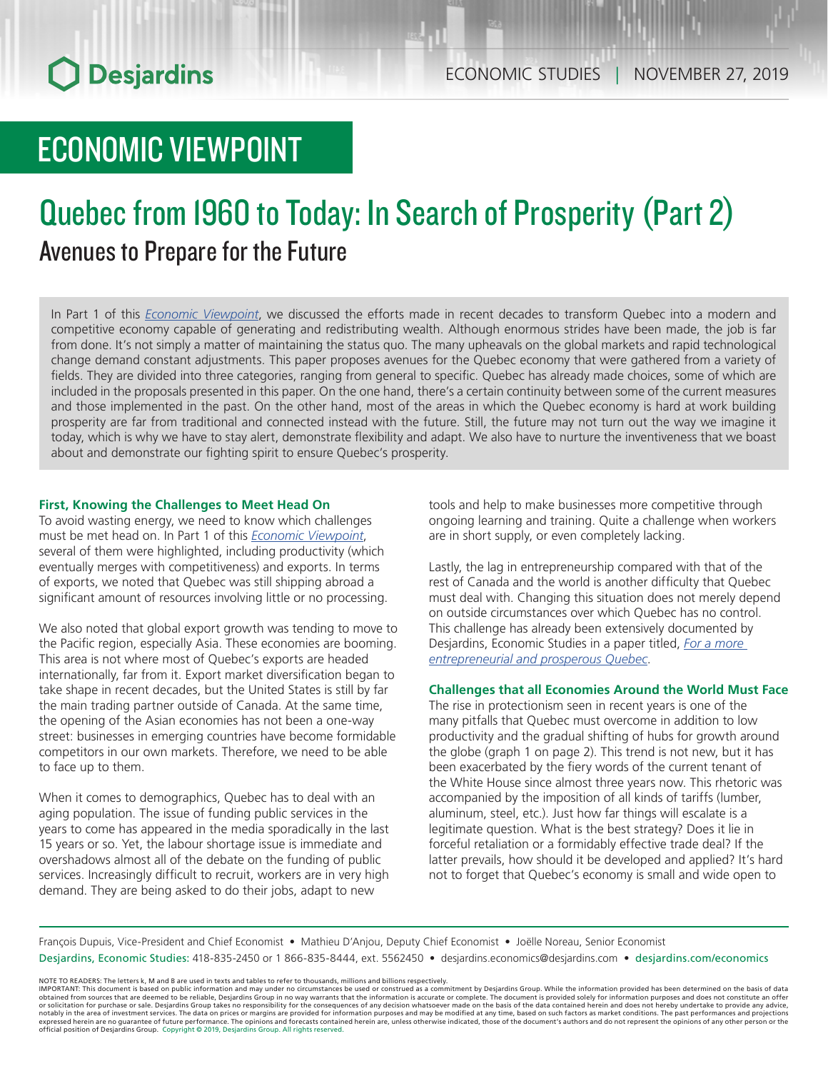ECONOMIC STUDIES | NOVEMBER 27, 2019

# ECONOMIC VIEWPOINT

# Quebec from 1960 to Today: In Search of Prosperity (Part 2)

## Avenues to Prepare for the Future

In Part 1 of this *Economic Viewpoint*, we discussed the efforts made in recent decades to transform Quebec into a modern and competitive economy capable of generating and redistributing wealth. Although enormous strides have been made, the job is far from done. It's not simply a matter of maintaining the status quo. The many upheavals on the global markets and rapid technological change demand constant adjustments. This paper proposes avenues for the Quebec economy that were gathered from a variety of fields. They are divided into three categories, ranging from general to specific. Quebec has already made choices, some of which are included in the proposals presented in this paper. On the one hand, there's a certain continuity between some of the current measures and those implemented in the past. On the other hand, most of the areas in which the Quebec economy is hard at work building prosperity are far from traditional and connected instead with the future. Still, the future may not turn out the way we imagine it today, which is why we have to stay alert, demonstrate flexibility and adapt. We also have to nurture the inventiveness that we boast about and demonstrate our fighting spirit to ensure Quebec's prosperity.

### First, Knowing the Challenges to Meet Head On

To avoid wasting energy, we need to know which challenges must be met head on. In Part 1 of this *Economic Viewpoint*, several of them were highlighted, including productivity (which eventually merges with competitiveness) and exports. In terms of exports, we noted that Quebec was still shipping abroad a significant amount of resources involving little or no processing.

We also noted that global export growth was tending to move to the Pacific region, especially Asia. These economies are booming. This area is not where most of Quebec's exports are headed internationally, far from it. Export market diversification began to take shape in recent decades, but the United States is still by far the main trading partner outside of Canada. At the same time, the opening of the Asian economies has not been a one-way street: businesses in emerging countries have become formidable competitors in our own markets. Therefore, we need to be able to face up to them.

When it comes to demographics, Quebec has to deal with an aging population. The issue of funding public services in the years to come has appeared in the media sporadically in the last 15 years or so. Yet, the labour shortage issue is immediate and overshadows almost all of the debate on the funding of public services. Increasingly difficult to recruit, workers are in very high demand. They are being asked to do their jobs, adapt to new tools and help to make businesses more competitive through ongoing learning and training. Quite a challenge when workers are in short supply, or even completely lacking.

Lastly, the lag in entrepreneurship compared with that of the rest of Canada and the world is another difficulty that Quebec must deal with. Changing this situation does not merely depend on outside circumstances over which Quebec has no control. This challenge has already been extensively documented by Desjardins, Economic Studies in a paper titled, *For a more entrepreneurial and prosperous Quebec*.

### Challenges that all Economies Around the World Must Face

The rise in protectionism seen in recent years is one of the many pitfalls that Quebec must overcome in addition to low productivity and the gradual shifting of hubs for growth around the globe (graph 1 on page 2). This trend is not new, but it has been exacerbated by the fiery words of the current tenant of the White House since almost three years now. This rhetoric was accompanied by the imposition of all kinds of tariffs (lumber, aluminum, steel, etc.). Just how far things will escalate is a legitimate question. What is the best strategy? Does it lie in forceful retaliation or a formidably effective trade deal? If the latter prevails, how should it be developed and applied? It's hard not to forget that Quebec's economy is small and wide open to

François Dupuis, Vice-President and Chief Economist • Mathieu D'Anjou, Deputy Chief Economist • Joëlle Noreau, Senior Economist
Desjardins, Economic Studies: 418-835-2450 or 1 866-835-8444, ext. 5562450 • desjardins.economics@desjardins.com • desjardins.com/economics

NOTE TO READERS: The letters k, M and B are used in texts and tables to refer to thousands, millions and billions respectively.
IMPORTANT: This document is based on public information and may under no circumstances be used or construed as a commitment by Desjardins Group. While the information provided has been determined on the basis of data obtained from sources that are deemed to be reliable, Desjardins Group in no way warrants that the information is accurate or complete. The document is provided solely for information purposes and does not constitute an offer or solicitation for purchase or sale. Desjardins Group takes no responsibility for the consequences of any decision whatsoever made on the basis of the data contained herein and does not hereby undertake to provide any advice, notably in the area of investment services. The data on prices or margins are provided for information purposes and may be modified at any time, based on such factors as market conditions. The past performances and projections expressed herein are no guarantee of future performance. The opinions and forecasts contained herein are, unless otherwise indicated, those of the document's authors and do not represent the opinions of any other person or the official position of Desjardins Group. Copyright © 2019, Desjardins Group. All rights reserved.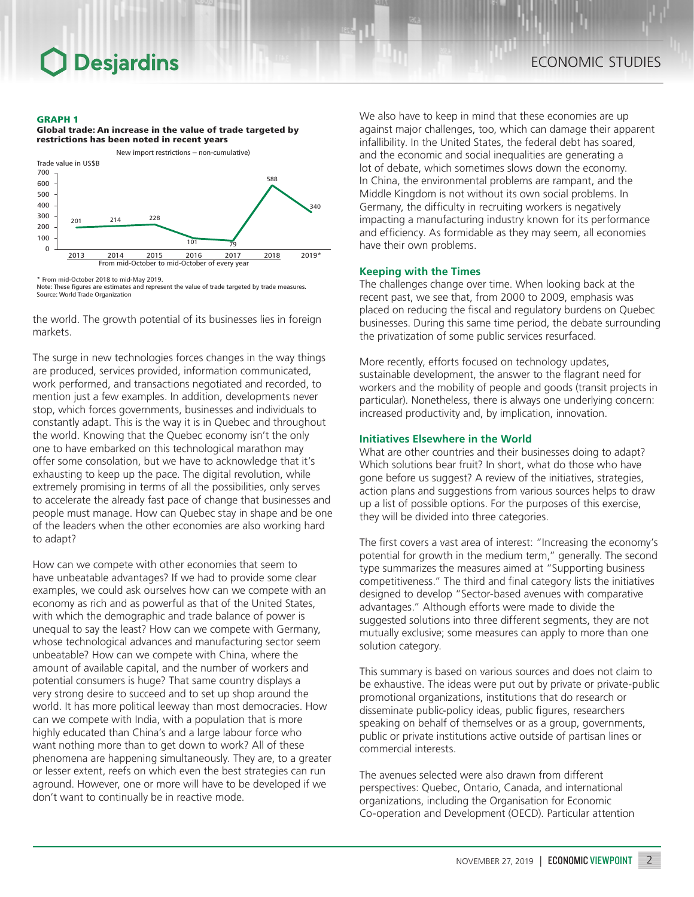**GRAPH 1**
**Global trade: An increase in the value of trade targeted by restrictions has been noted in recent years**

New import restrictions – non-cumulative)

| From mid-October to mid-October of every year | Trade value in US$B |
| --- | --- |
| 2013 | 201 |
| 2014 | 214 |
| 2015 | 228 |
| 2016 | 101 |
| 2017 | 79 |
| 2018 | 588 |
| 2019* | 340 |

* From mid-October 2018 to mid-May 2019.
Note: These figures are estimates and represent the value of trade targeted by trade measures.
Source: World Trade Organization

the world. The growth potential of its businesses lies in foreign markets.

The surge in new technologies forces changes in the way things are produced, services provided, information communicated, work performed, and transactions negotiated and recorded, to mention just a few examples. In addition, developments never stop, which forces governments, businesses and individuals to constantly adapt. This is the way it is in Quebec and throughout the world. Knowing that the Quebec economy isn't the only one to have embarked on this technological marathon may offer some consolation, but we have to acknowledge that it's exhausting to keep up the pace. The digital revolution, while extremely promising in terms of all the possibilities, only serves to accelerate the already fast pace of change that businesses and people must manage. How can Quebec stay in shape and be one of the leaders when the other economies are also working hard to adapt?

How can we compete with other economies that seem to have unbeatable advantages? If we had to provide some clear examples, we could ask ourselves how can we compete with an economy as rich and as powerful as that of the United States, with which the demographic and trade balance of power is unequal to say the least? How can we compete with Germany, whose technological advances and manufacturing sector seem unbeatable? How can we compete with China, where the amount of available capital, and the number of workers and potential consumers is huge? That same country displays a very strong desire to succeed and to set up shop around the world. It has more political leeway than most democracies. How can we compete with India, with a population that is more highly educated than China's and a large labour force who want nothing more than to get down to work? All of these phenomena are happening simultaneously. They are, to a greater or lesser extent, reefs on which even the best strategies can run aground. However, one or more will have to be developed if we don't want to continually be in reactive mode.

We also have to keep in mind that these economies are up against major challenges, too, which can damage their apparent infallibility. In the United States, the federal debt has soared, and the economic and social inequalities are generating a lot of debate, which sometimes slows down the economy. In China, the environmental problems are rampant, and the Middle Kingdom is not without its own social problems. In Germany, the difficulty in recruiting workers is negatively impacting a manufacturing industry known for its performance and efficiency. As formidable as they may seem, all economies have their own problems.

## Keeping with the Times

The challenges change over time. When looking back at the recent past, we see that, from 2000 to 2009, emphasis was placed on reducing the fiscal and regulatory burdens on Quebec businesses. During this same time period, the debate surrounding the privatization of some public services resurfaced.

More recently, efforts focused on technology updates, sustainable development, the answer to the flagrant need for workers and the mobility of people and goods (transit projects in particular). Nonetheless, there is always one underlying concern: increased productivity and, by implication, innovation.

## Initiatives Elsewhere in the World

What are other countries and their businesses doing to adapt? Which solutions bear fruit? In short, what do those who have gone before us suggest? A review of the initiatives, strategies, action plans and suggestions from various sources helps to draw up a list of possible options. For the purposes of this exercise, they will be divided into three categories.

The first covers a vast area of interest: "Increasing the economy's potential for growth in the medium term," generally. The second type summarizes the measures aimed at "Supporting business competitiveness." The third and final category lists the initiatives designed to develop "Sector-based avenues with comparative advantages." Although efforts were made to divide the suggested solutions into three different segments, they are not mutually exclusive; some measures can apply to more than one solution category.

This summary is based on various sources and does not claim to be exhaustive. The ideas were put out by private or private-public promotional organizations, institutions that do research or disseminate public-policy ideas, public figures, researchers speaking on behalf of themselves or as a group, governments, public or private institutions active outside of partisan lines or commercial interests.

The avenues selected were also drawn from different perspectives: Quebec, Ontario, Canada, and international organizations, including the Organisation for Economic Co-operation and Development (OECD). Particular attention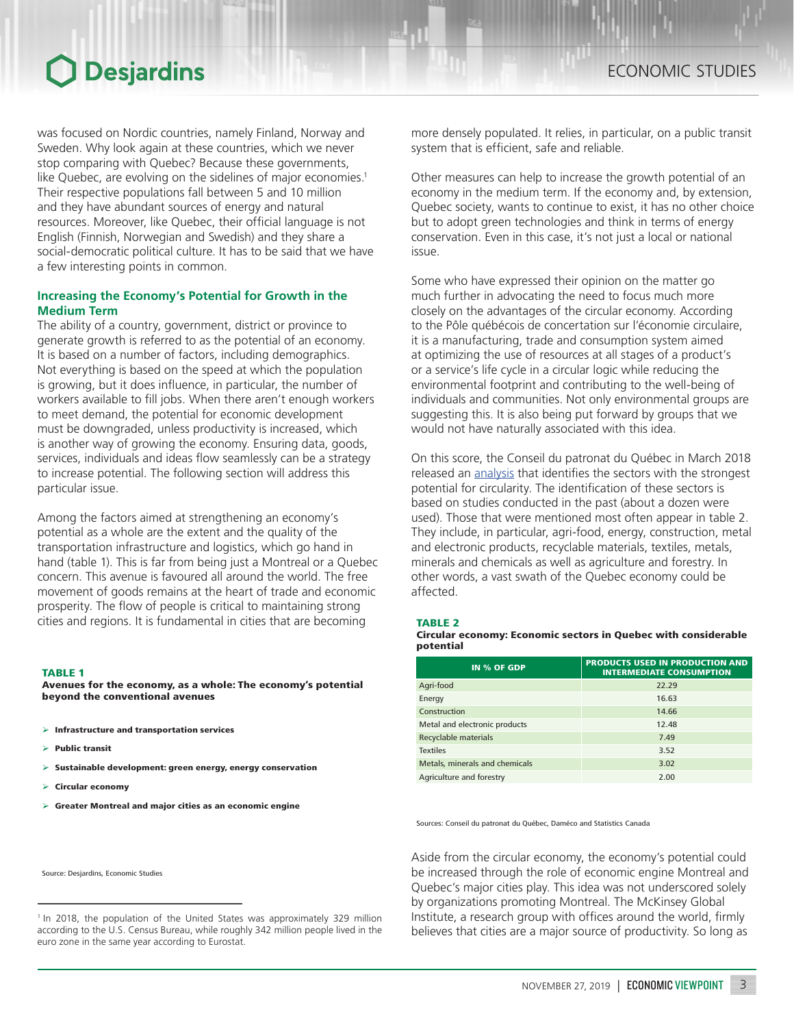was focused on Nordic countries, namely Finland, Norway and Sweden. Why look again at these countries, which we never stop comparing with Quebec? Because these governments, like Quebec, are evolving on the sidelines of major economies.[1] Their respective populations fall between 5 and 10 million and they have abundant sources of energy and natural resources. Moreover, like Quebec, their official language is not English (Finnish, Norwegian and Swedish) and they share a social-democratic political culture. It has to be said that we have a few interesting points in common.

## Increasing the Economy's Potential for Growth in the Medium Term

The ability of a country, government, district or province to generate growth is referred to as the potential of an economy. It is based on a number of factors, including demographics. Not everything is based on the speed at which the population is growing, but it does influence, in particular, the number of workers available to fill jobs. When there aren't enough workers to meet demand, the potential for economic development must be downgraded, unless productivity is increased, which is another way of growing the economy. Ensuring data, goods, services, individuals and ideas flow seamlessly can be a strategy to increase potential. The following section will address this particular issue.

Among the factors aimed at strengthening an economy's potential as a whole are the extent and the quality of the transportation infrastructure and logistics, which go hand in hand (table 1). This is far from being just a Montreal or a Quebec concern. This avenue is favoured all around the world. The free movement of goods remains at the heart of trade and economic prosperity. The flow of people is critical to maintaining strong cities and regions. It is fundamental in cities that are becoming more densely populated. It relies, in particular, on a public transit system that is efficient, safe and reliable.

**TABLE 1**
**Avenues for the economy, as a whole: The economy's potential beyond the conventional avenues**

- **Infrastructure and transportation services**
- **Public transit**
- **Sustainable development: green energy, energy conservation**
- **Circular economy**
- **Greater Montreal and major cities as an economic engine**

Source: Desjardins, Economic Studies

Other measures can help to increase the growth potential of an economy in the medium term. If the economy and, by extension, Quebec society, wants to continue to exist, it has no other choice but to adopt green technologies and think in terms of energy conservation. Even in this case, it's not just a local or national issue.

Some who have expressed their opinion on the matter go much further in advocating the need to focus much more closely on the advantages of the circular economy. According to the Pôle québécois de concertation sur l'économie circulaire, it is a manufacturing, trade and consumption system aimed at optimizing the use of resources at all stages of a product's or a service's life cycle in a circular logic while reducing the environmental footprint and contributing to the well-being of individuals and communities. Not only environmental groups are suggesting this. It is also being put forward by groups that we would not have naturally associated with this idea.

On this score, the Conseil du patronat du Québec in March 2018 released an analysis that identifies the sectors with the strongest potential for circularity. The identification of these sectors is based on studies conducted in the past (about a dozen were used). Those that were mentioned most often appear in table 2. They include, in particular, agri-food, energy, construction, metal and electronic products, recyclable materials, textiles, metals, minerals and chemicals as well as agriculture and forestry. In other words, a vast swath of the Quebec economy could be affected.

**TABLE 2**
**Circular economy: Economic sectors in Quebec with considerable potential**

| IN % OF GDP | PRODUCTS USED IN PRODUCTION AND INTERMEDIATE CONSUMPTION |
|---|---|
| Agri-food | 22.29 |
| Energy | 16.63 |
| Construction | 14.66 |
| Metal and electronic products | 12.48 |
| Recyclable materials | 7.49 |
| Textiles | 3.52 |
| Metals, minerals and chemicals | 3.02 |
| Agriculture and forestry | 2.00 |

Sources: Conseil du patronat du Québec, Daméco and Statistics Canada

Aside from the circular economy, the economy's potential could be increased through the role of economic engine Montreal and Quebec's major cities play. This idea was not underscored solely by organizations promoting Montreal. The McKinsey Global Institute, a research group with offices around the world, firmly believes that cities are a major source of productivity. So long as

[1] In 2018, the population of the United States was approximately 329 million according to the U.S. Census Bureau, while roughly 342 million people lived in the euro zone in the same year according to Eurostat.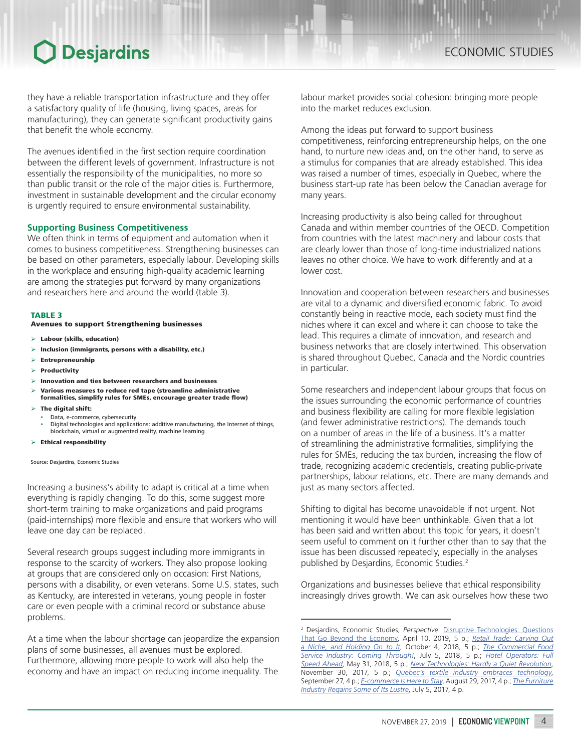they have a reliable transportation infrastructure and they offer a satisfactory quality of life (housing, living spaces, areas for manufacturing), they can generate significant productivity gains that benefit the whole economy.

The avenues identified in the first section require coordination between the different levels of government. Infrastructure is not essentially the responsibility of the municipalities, no more so than public transit or the role of the major cities is. Furthermore, investment in sustainable development and the circular economy is urgently required to ensure environmental sustainability.

### Supporting Business Competitiveness

We often think in terms of equipment and automation when it comes to business competitiveness. Strengthening businesses can be based on other parameters, especially labour. Developing skills in the workplace and ensuring high-quality academic learning are among the strategies put forward by many organizations and researchers here and around the world (table 3).

**TABLE 3**
**Avenues to support Strengthening businesses**

- **Labour (skills, education)**
- **Inclusion (immigrants, persons with a disability, etc.)**
- **Entrepreneurship**
- **Productivity**
- **Innovation and ties between researchers and businesses**
- **Various measures to reduce red tape (streamline administrative formalities, simplify rules for SMEs, encourage greater trade flow)**
- **The digital shift:**
  - Data, e-commerce, cybersecurity
  - Digital technologies and applications: additive manufacturing, the Internet of things, blockchain, virtual or augmented reality, machine learning
- **Ethical responsibility**

Source: Desjardins, Economic Studies

Increasing a business's ability to adapt is critical at a time when everything is rapidly changing. To do this, some suggest more short-term training to make organizations and paid programs (paid-internships) more flexible and ensure that workers who will leave one day can be replaced.

Several research groups suggest including more immigrants in response to the scarcity of workers. They also propose looking at groups that are considered only on occasion: First Nations, persons with a disability, or even veterans. Some U.S. states, such as Kentucky, are interested in veterans, young people in foster care or even people with a criminal record or substance abuse problems.

At a time when the labour shortage can jeopardize the expansion plans of some businesses, all avenues must be explored. Furthermore, allowing more people to work will also help the economy and have an impact on reducing income inequality. The labour market provides social cohesion: bringing more people into the market reduces exclusion.

Among the ideas put forward to support business competitiveness, reinforcing entrepreneurship helps, on the one hand, to nurture new ideas and, on the other hand, to serve as a stimulus for companies that are already established. This idea was raised a number of times, especially in Quebec, where the business start-up rate has been below the Canadian average for many years.

Increasing productivity is also being called for throughout Canada and within member countries of the OECD. Competition from countries with the latest machinery and labour costs that are clearly lower than those of long-time industrialized nations leaves no other choice. We have to work differently and at a lower cost.

Innovation and cooperation between researchers and businesses are vital to a dynamic and diversified economic fabric. To avoid constantly being in reactive mode, each society must find the niches where it can excel and where it can choose to take the lead. This requires a climate of innovation, and research and business networks that are closely intertwined. This observation is shared throughout Quebec, Canada and the Nordic countries in particular.

Some researchers and independent labour groups that focus on the issues surrounding the economic performance of countries and business flexibility are calling for more flexible legislation (and fewer administrative restrictions). The demands touch on a number of areas in the life of a business. It's a matter of streamlining the administrative formalities, simplifying the rules for SMEs, reducing the tax burden, increasing the flow of trade, recognizing academic credentials, creating public-private partnerships, labour relations, etc. There are many demands and just as many sectors affected.

Shifting to digital has become unavoidable if not urgent. Not mentioning it would have been unthinkable. Given that a lot has been said and written about this topic for years, it doesn't seem useful to comment on it further other than to say that the issue has been discussed repeatedly, especially in the analyses published by Desjardins, Economic Studies.[2]

Organizations and businesses believe that ethical responsibility increasingly drives growth. We can ask ourselves how these two

[2] Desjardins, Economic Studies, *Perspective*: Disruptive Technologies: Questions That Go Beyond the Economy, April 10, 2019, 5 p.; *Retail Trade: Carving Out a Niche, and Holding On to It*, October 4, 2018, 5 p.; *The Commercial Food Service Industry: Coming Through!*, July 5, 2018, 5 p.; *Hotel Operators: Full Speed Ahead*, May 31, 2018, 5 p.; *New Technologies: Hardly a Quiet Revolution*, November 30, 2017, 5 p.; *Quebec's textile industry embraces technology*, September 27, 4 p.; *E-commerce Is Here to Stay*, August 29, 2017, 4 p.; *The Furniture Industry Regains Some of Its Lustre*, July 5, 2017, 4 p.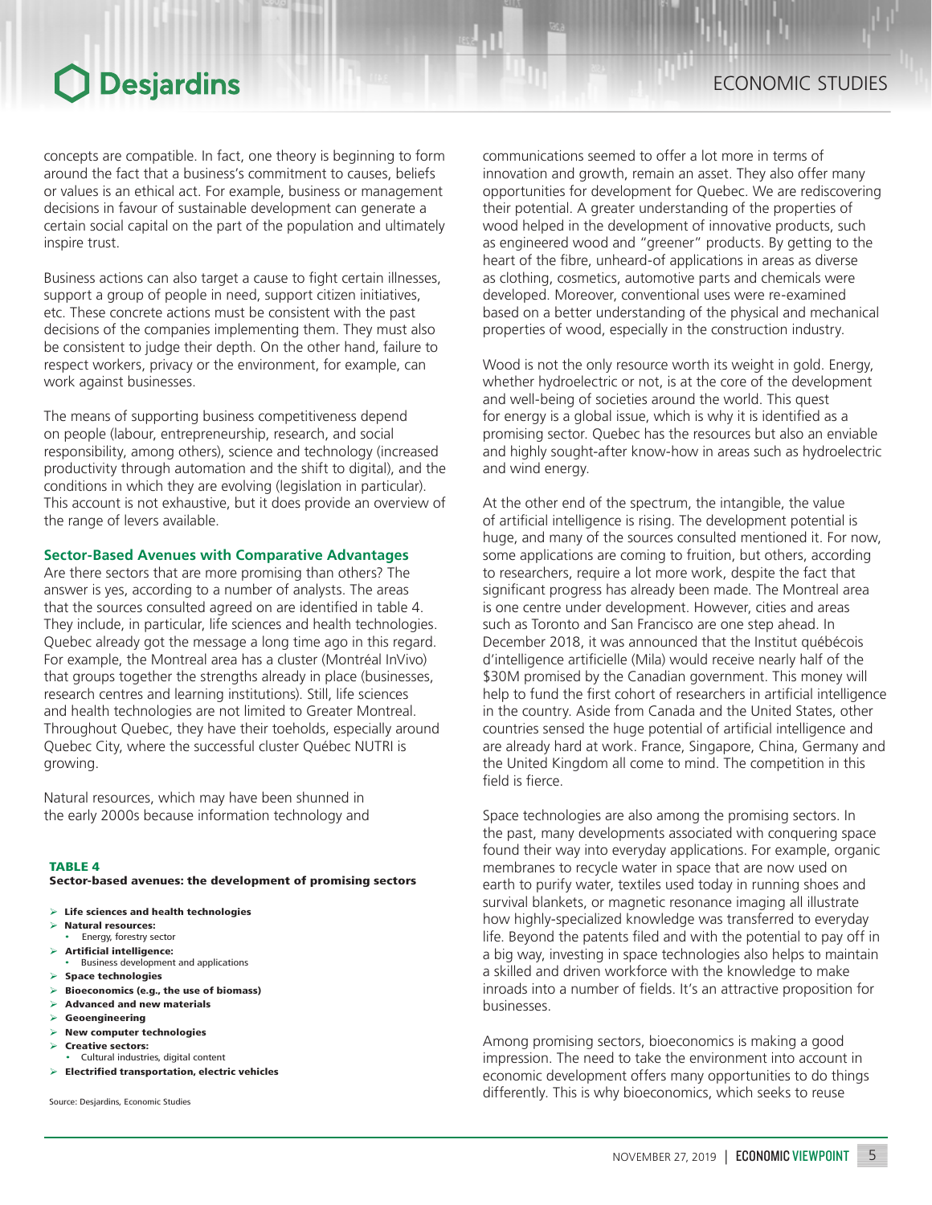concepts are compatible. In fact, one theory is beginning to form around the fact that a business's commitment to causes, beliefs or values is an ethical act. For example, business or management decisions in favour of sustainable development can generate a certain social capital on the part of the population and ultimately inspire trust.

Business actions can also target a cause to fight certain illnesses, support a group of people in need, support citizen initiatives, etc. These concrete actions must be consistent with the past decisions of the companies implementing them. They must also be consistent to judge their depth. On the other hand, failure to respect workers, privacy or the environment, for example, can work against businesses.

The means of supporting business competitiveness depend on people (labour, entrepreneurship, research, and social responsibility, among others), science and technology (increased productivity through automation and the shift to digital), and the conditions in which they are evolving (legislation in particular). This account is not exhaustive, but it does provide an overview of the range of levers available.

### Sector-Based Avenues with Comparative Advantages

Are there sectors that are more promising than others? The answer is yes, according to a number of analysts. The areas that the sources consulted agreed on are identified in table 4. They include, in particular, life sciences and health technologies. Quebec already got the message a long time ago in this regard. For example, the Montreal area has a cluster (Montréal InVivo) that groups together the strengths already in place (businesses, research centres and learning institutions). Still, life sciences and health technologies are not limited to Greater Montreal. Throughout Quebec, they have their toeholds, especially around Quebec City, where the successful cluster Québec NUTRI is growing.

Natural resources, which may have been shunned in the early 2000s because information technology and communications seemed to offer a lot more in terms of innovation and growth, remain an asset. They also offer many opportunities for development for Quebec. We are rediscovering their potential. A greater understanding of the properties of wood helped in the development of innovative products, such as engineered wood and "greener" products. By getting to the heart of the fibre, unheard-of applications in areas as diverse as clothing, cosmetics, automotive parts and chemicals were developed. Moreover, conventional uses were re-examined based on a better understanding of the physical and mechanical properties of wood, especially in the construction industry.

Wood is not the only resource worth its weight in gold. Energy, whether hydroelectric or not, is at the core of the development and well-being of societies around the world. This quest for energy is a global issue, which is why it is identified as a promising sector. Quebec has the resources but also an enviable and highly sought-after know-how in areas such as hydroelectric and wind energy.

At the other end of the spectrum, the intangible, the value of artificial intelligence is rising. The development potential is huge, and many of the sources consulted mentioned it. For now, some applications are coming to fruition, but others, according to researchers, require a lot more work, despite the fact that significant progress has already been made. The Montreal area is one centre under development. However, cities and areas such as Toronto and San Francisco are one step ahead. In December 2018, it was announced that the Institut québécois d'intelligence artificielle (Mila) would receive nearly half of the $30M promised by the Canadian government. This money will help to fund the first cohort of researchers in artificial intelligence in the country. Aside from Canada and the United States, other countries sensed the huge potential of artificial intelligence and are already hard at work. France, Singapore, China, Germany and the United Kingdom all come to mind. The competition in this field is fierce.

Space technologies are also among the promising sectors. In the past, many developments associated with conquering space found their way into everyday applications. For example, organic membranes to recycle water in space that are now used on earth to purify water, textiles used today in running shoes and survival blankets, or magnetic resonance imaging all illustrate how highly-specialized knowledge was transferred to everyday life. Beyond the patents filed and with the potential to pay off in a big way, investing in space technologies also helps to maintain a skilled and driven workforce with the knowledge to make inroads into a number of fields. It's an attractive proposition for businesses.

Among promising sectors, bioeconomics is making a good impression. The need to take the environment into account in economic development offers many opportunities to do things differently. This is why bioeconomics, which seeks to reuse

**TABLE 4**
**Sector-based avenues: the development of promising sectors**

- **Life sciences and health technologies**
- **Natural resources:**
  - Energy, forestry sector
- **Artificial intelligence:**
  - Business development and applications
- **Space technologies**
- **Bioeconomics (e.g., the use of biomass)**
- **Advanced and new materials**
- **Geoengineering**
- **New computer technologies**
- **Creative sectors:**
  - Cultural industries, digital content
- **Electrified transportation, electric vehicles**

Source: Desjardins, Economic Studies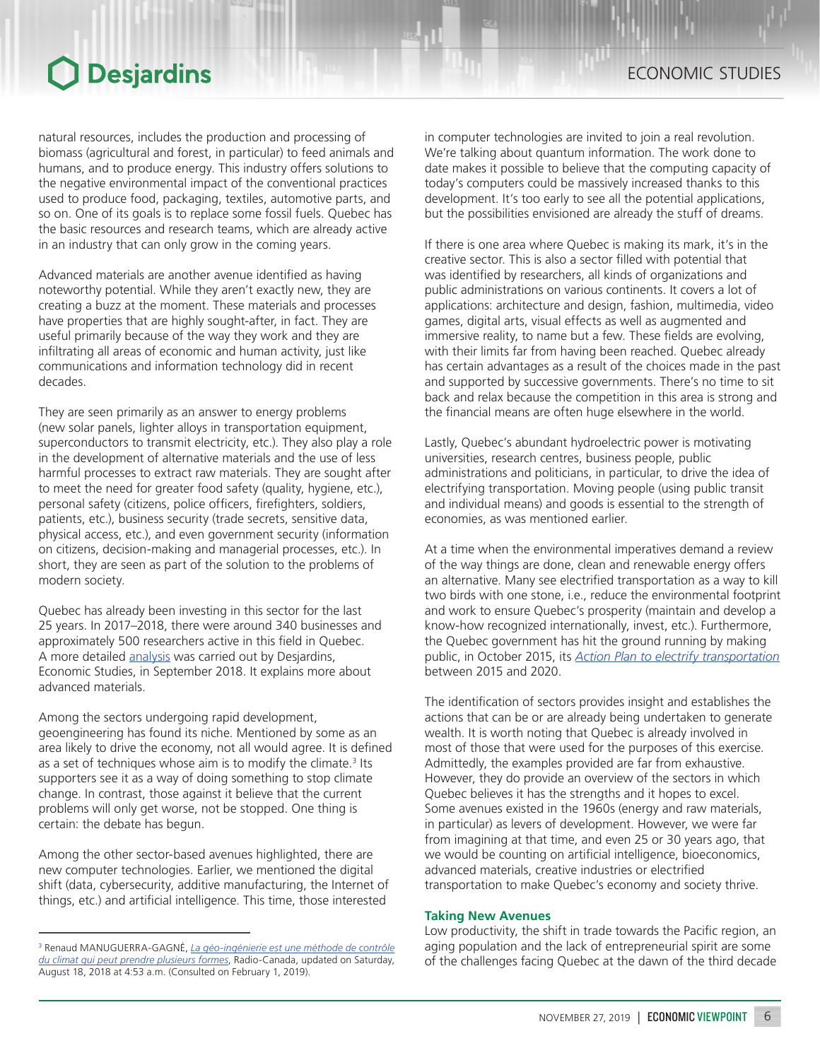natural resources, includes the production and processing of biomass (agricultural and forest, in particular) to feed animals and humans, and to produce energy. This industry offers solutions to the negative environmental impact of the conventional practices used to produce food, packaging, textiles, automotive parts, and so on. One of its goals is to replace some fossil fuels. Quebec has the basic resources and research teams, which are already active in an industry that can only grow in the coming years.

Advanced materials are another avenue identified as having noteworthy potential. While they aren't exactly new, they are creating a buzz at the moment. These materials and processes have properties that are highly sought-after, in fact. They are useful primarily because of the way they work and they are infiltrating all areas of economic and human activity, just like communications and information technology did in recent decades.

They are seen primarily as an answer to energy problems (new solar panels, lighter alloys in transportation equipment, superconductors to transmit electricity, etc.). They also play a role in the development of alternative materials and the use of less harmful processes to extract raw materials. They are sought after to meet the need for greater food safety (quality, hygiene, etc.), personal safety (citizens, police officers, firefighters, soldiers, patients, etc.), business security (trade secrets, sensitive data, physical access, etc.), and even government security (information on citizens, decision-making and managerial processes, etc.). In short, they are seen as part of the solution to the problems of modern society.

Quebec has already been investing in this sector for the last 25 years. In 2017–2018, there were around 340 businesses and approximately 500 researchers active in this field in Quebec. A more detailed analysis was carried out by Desjardins, Economic Studies, in September 2018. It explains more about advanced materials.

Among the sectors undergoing rapid development, geoengineering has found its niche. Mentioned by some as an area likely to drive the economy, not all would agree. It is defined as a set of techniques whose aim is to modify the climate.[3] Its supporters see it as a way of doing something to stop climate change. In contrast, those against it believe that the current problems will only get worse, not be stopped. One thing is certain: the debate has begun.

Among the other sector-based avenues highlighted, there are new computer technologies. Earlier, we mentioned the digital shift (data, cybersecurity, additive manufacturing, the Internet of things, etc.) and artificial intelligence. This time, those interested in computer technologies are invited to join a real revolution. We're talking about quantum information. The work done to date makes it possible to believe that the computing capacity of today's computers could be massively increased thanks to this development. It's too early to see all the potential applications, but the possibilities envisioned are already the stuff of dreams.

If there is one area where Quebec is making its mark, it's in the creative sector. This is also a sector filled with potential that was identified by researchers, all kinds of organizations and public administrations on various continents. It covers a lot of applications: architecture and design, fashion, multimedia, video games, digital arts, visual effects as well as augmented and immersive reality, to name but a few. These fields are evolving, with their limits far from having been reached. Quebec already has certain advantages as a result of the choices made in the past and supported by successive governments. There's no time to sit back and relax because the competition in this area is strong and the financial means are often huge elsewhere in the world.

Lastly, Quebec's abundant hydroelectric power is motivating universities, research centres, business people, public administrations and politicians, in particular, to drive the idea of electrifying transportation. Moving people (using public transit and individual means) and goods is essential to the strength of economies, as was mentioned earlier.

At a time when the environmental imperatives demand a review of the way things are done, clean and renewable energy offers an alternative. Many see electrified transportation as a way to kill two birds with one stone, i.e., reduce the environmental footprint and work to ensure Quebec's prosperity (maintain and develop a know-how recognized internationally, invest, etc.). Furthermore, the Quebec government has hit the ground running by making public, in October 2015, its *Action Plan to electrify transportation* between 2015 and 2020.

The identification of sectors provides insight and establishes the actions that can be or are already being undertaken to generate wealth. It is worth noting that Quebec is already involved in most of those that were used for the purposes of this exercise. Admittedly, the examples provided are far from exhaustive. However, they do provide an overview of the sectors in which Quebec believes it has the strengths and it hopes to excel. Some avenues existed in the 1960s (energy and raw materials, in particular) as levers of development. However, we were far from imagining at that time, and even 25 or 30 years ago, that we would be counting on artificial intelligence, bioeconomics, advanced materials, creative industries or electrified transportation to make Quebec's economy and society thrive.

### Taking New Avenues

Low productivity, the shift in trade towards the Pacific region, an aging population and the lack of entrepreneurial spirit are some of the challenges facing Quebec at the dawn of the third decade

---

[3] Renaud MANUGUERRA-GAGNÉ, *La géo-ingénierie est une méthode de contrôle du climat qui peut prendre plusieurs formes*, Radio-Canada, updated on Saturday, August 18, 2018 at 4:53 a.m. (Consulted on February 1, 2019).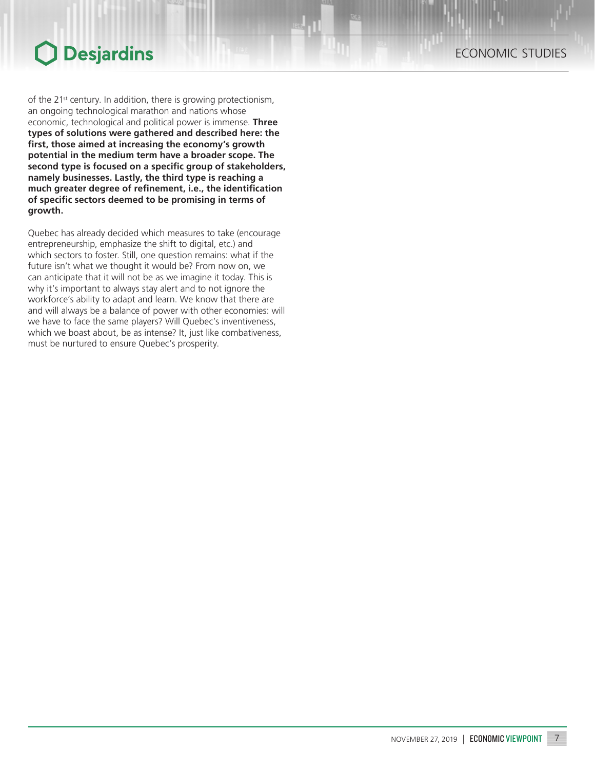of the 21st century. In addition, there is growing protectionism, an ongoing technological marathon and nations whose economic, technological and political power is immense. **Three types of solutions were gathered and described here: the first, those aimed at increasing the economy's growth potential in the medium term have a broader scope. The second type is focused on a specific group of stakeholders, namely businesses. Lastly, the third type is reaching a much greater degree of refinement, i.e., the identification of specific sectors deemed to be promising in terms of growth.**

Quebec has already decided which measures to take (encourage entrepreneurship, emphasize the shift to digital, etc.) and which sectors to foster. Still, one question remains: what if the future isn't what we thought it would be? From now on, we can anticipate that it will not be as we imagine it today. This is why it's important to always stay alert and to not ignore the workforce's ability to adapt and learn. We know that there are and will always be a balance of power with other economies: will we have to face the same players? Will Quebec's inventiveness, which we boast about, be as intense? It, just like combativeness, must be nurtured to ensure Quebec's prosperity.